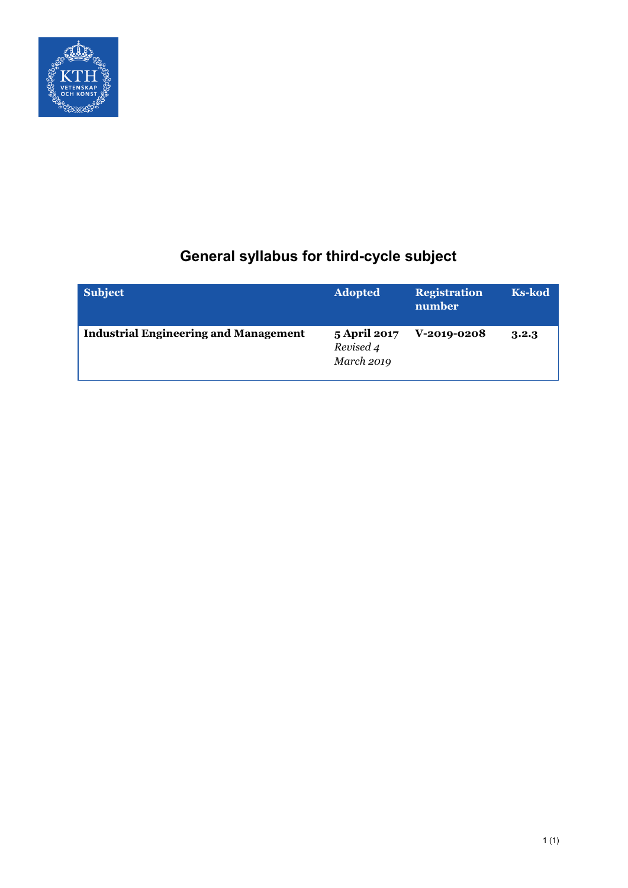# General syllabus for third-cycle subject

| Subject | Adopted | Registration number | Ks-kod |
|---|---|---|---|
| **Industrial Engineering and Management** | **5 April 2017** *Revised 4 March 2019* | **V-2019-0208** | **3.2.3** |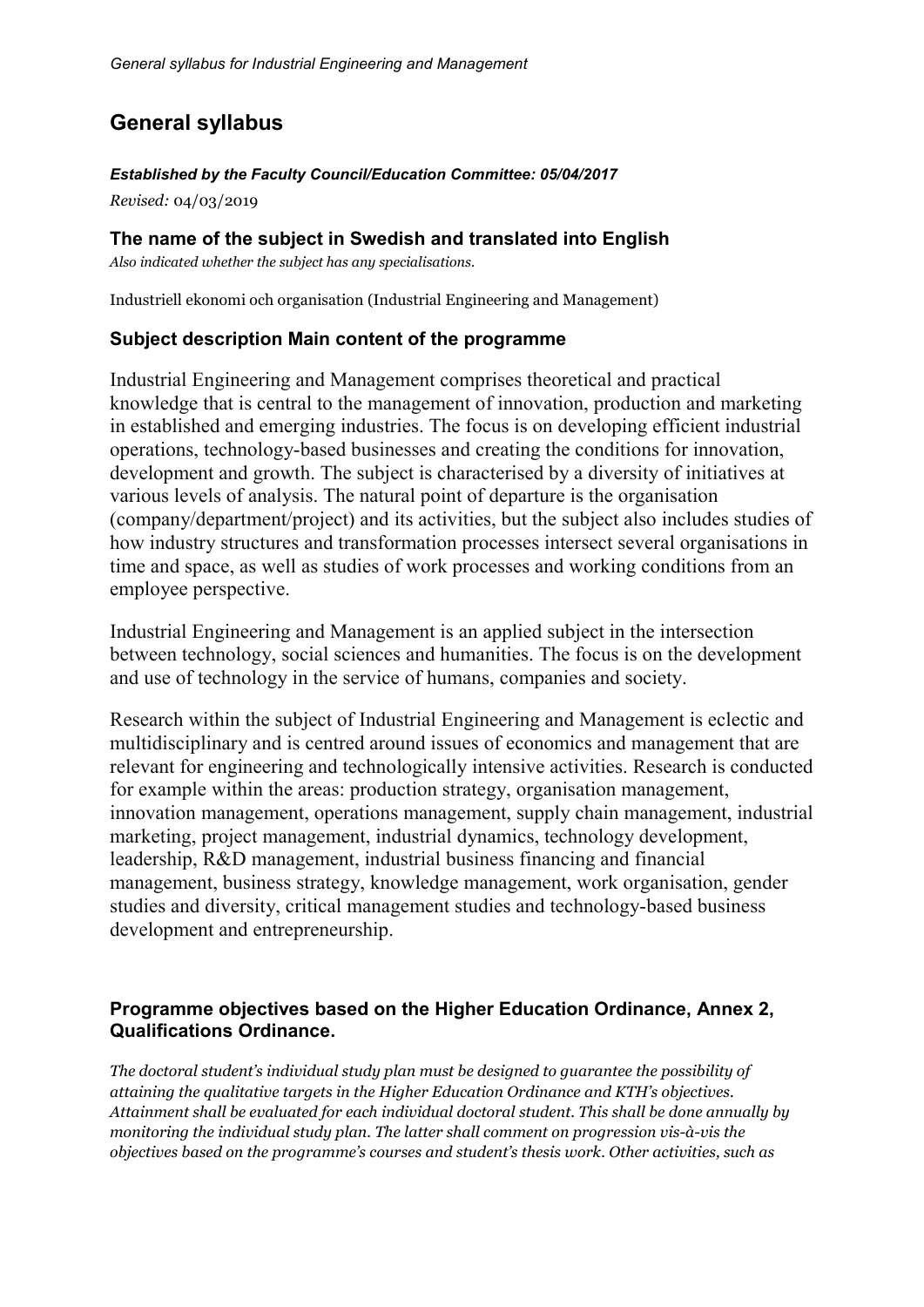# General syllabus

***Established by the Faculty Council/Education Committee: 05/04/2017***

*Revised:* 04/03/2019

### The name of the subject in Swedish and translated into English

*Also indicated whether the subject has any specialisations.*

Industriell ekonomi och organisation (Industrial Engineering and Management)

### Subject description Main content of the programme

Industrial Engineering and Management comprises theoretical and practical knowledge that is central to the management of innovation, production and marketing in established and emerging industries. The focus is on developing efficient industrial operations, technology-based businesses and creating the conditions for innovation, development and growth. The subject is characterised by a diversity of initiatives at various levels of analysis. The natural point of departure is the organisation (company/department/project) and its activities, but the subject also includes studies of how industry structures and transformation processes intersect several organisations in time and space, as well as studies of work processes and working conditions from an employee perspective.

Industrial Engineering and Management is an applied subject in the intersection between technology, social sciences and humanities. The focus is on the development and use of technology in the service of humans, companies and society.

Research within the subject of Industrial Engineering and Management is eclectic and multidisciplinary and is centred around issues of economics and management that are relevant for engineering and technologically intensive activities. Research is conducted for example within the areas: production strategy, organisation management, innovation management, operations management, supply chain management, industrial marketing, project management, industrial dynamics, technology development, leadership, R&D management, industrial business financing and financial management, business strategy, knowledge management, work organisation, gender studies and diversity, critical management studies and technology-based business development and entrepreneurship.

### Programme objectives based on the Higher Education Ordinance, Annex 2, Qualifications Ordinance.

*The doctoral student's individual study plan must be designed to guarantee the possibility of attaining the qualitative targets in the Higher Education Ordinance and KTH's objectives. Attainment shall be evaluated for each individual doctoral student. This shall be done annually by monitoring the individual study plan. The latter shall comment on progression vis-à-vis the objectives based on the programme's courses and student's thesis work. Other activities, such as*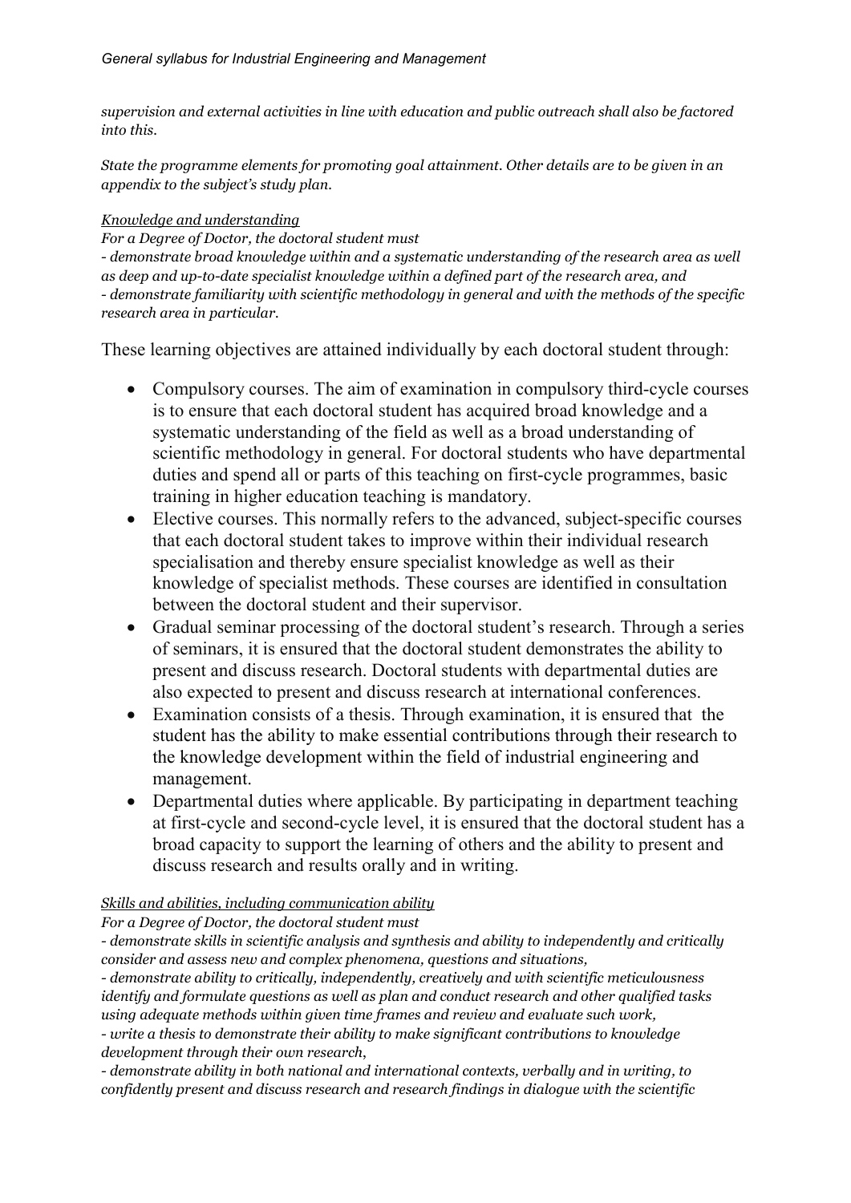*supervision and external activities in line with education and public outreach shall also be factored into this.*

*State the programme elements for promoting goal attainment. Other details are to be given in an appendix to the subject's study plan.*

*Knowledge and understanding*

*For a Degree of Doctor, the doctoral student must*
*- demonstrate broad knowledge within and a systematic understanding of the research area as well as deep and up-to-date specialist knowledge within a defined part of the research area, and*
*- demonstrate familiarity with scientific methodology in general and with the methods of the specific research area in particular.*

These learning objectives are attained individually by each doctoral student through:

- Compulsory courses. The aim of examination in compulsory third-cycle courses is to ensure that each doctoral student has acquired broad knowledge and a systematic understanding of the field as well as a broad understanding of scientific methodology in general. For doctoral students who have departmental duties and spend all or parts of this teaching on first-cycle programmes, basic training in higher education teaching is mandatory.
- Elective courses. This normally refers to the advanced, subject-specific courses that each doctoral student takes to improve within their individual research specialisation and thereby ensure specialist knowledge as well as their knowledge of specialist methods. These courses are identified in consultation between the doctoral student and their supervisor.
- Gradual seminar processing of the doctoral student's research. Through a series of seminars, it is ensured that the doctoral student demonstrates the ability to present and discuss research. Doctoral students with departmental duties are also expected to present and discuss research at international conferences.
- Examination consists of a thesis. Through examination, it is ensured that the student has the ability to make essential contributions through their research to the knowledge development within the field of industrial engineering and management.
- Departmental duties where applicable. By participating in department teaching at first-cycle and second-cycle level, it is ensured that the doctoral student has a broad capacity to support the learning of others and the ability to present and discuss research and results orally and in writing.

*Skills and abilities, including communication ability*

*For a Degree of Doctor, the doctoral student must*
*- demonstrate skills in scientific analysis and synthesis and ability to independently and critically consider and assess new and complex phenomena, questions and situations,*
*- demonstrate ability to critically, independently, creatively and with scientific meticulousness identify and formulate questions as well as plan and conduct research and other qualified tasks using adequate methods within given time frames and review and evaluate such work,*
*- write a thesis to demonstrate their ability to make significant contributions to knowledge development through their own research,*
*- demonstrate ability in both national and international contexts, verbally and in writing, to confidently present and discuss research and research findings in dialogue with the scientific*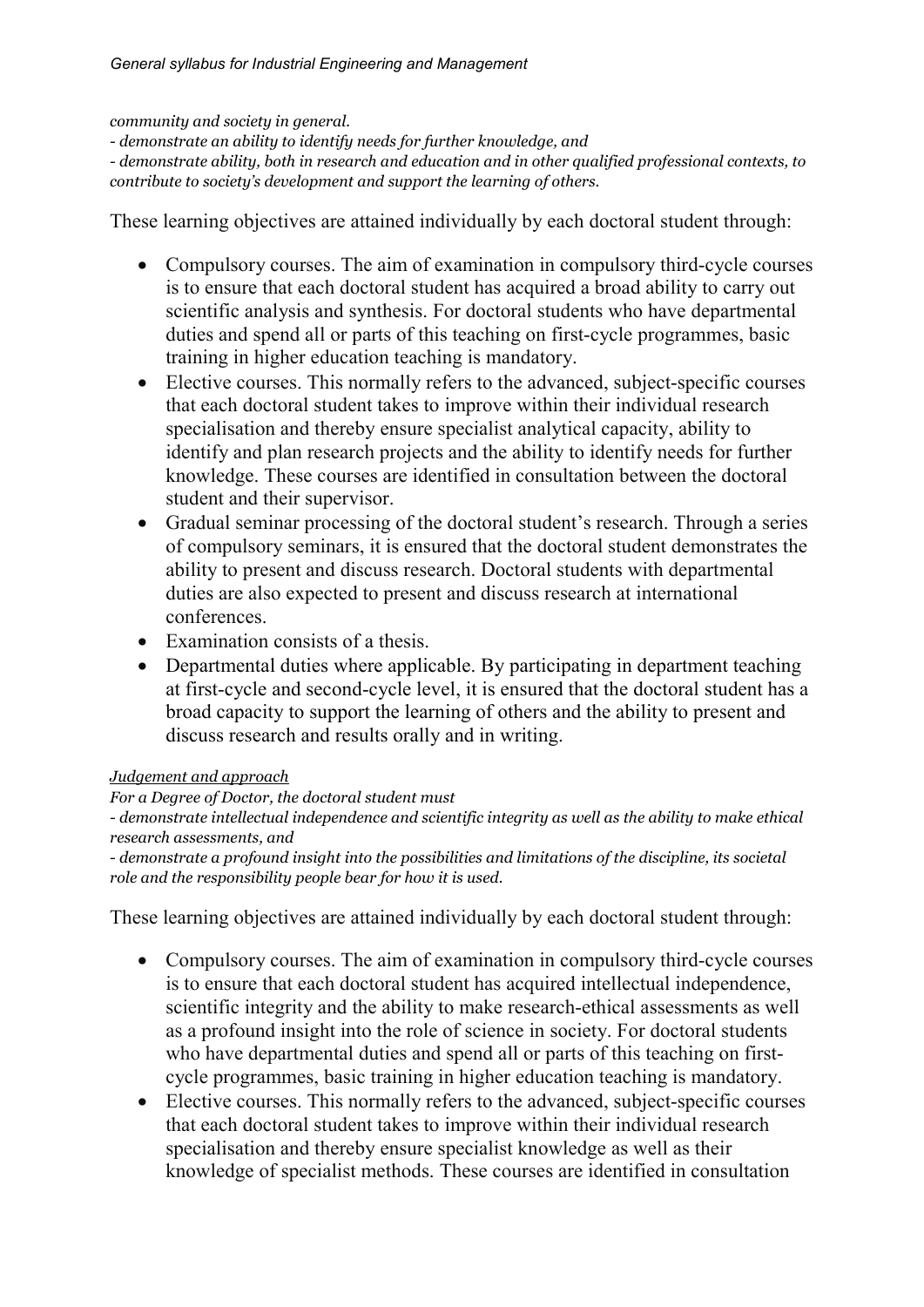*community and society in general.*
*- demonstrate an ability to identify needs for further knowledge, and*
*- demonstrate ability, both in research and education and in other qualified professional contexts, to contribute to society's development and support the learning of others.*

These learning objectives are attained individually by each doctoral student through:

- Compulsory courses. The aim of examination in compulsory third-cycle courses is to ensure that each doctoral student has acquired a broad ability to carry out scientific analysis and synthesis. For doctoral students who have departmental duties and spend all or parts of this teaching on first-cycle programmes, basic training in higher education teaching is mandatory.
- Elective courses. This normally refers to the advanced, subject-specific courses that each doctoral student takes to improve within their individual research specialisation and thereby ensure specialist analytical capacity, ability to identify and plan research projects and the ability to identify needs for further knowledge. These courses are identified in consultation between the doctoral student and their supervisor.
- Gradual seminar processing of the doctoral student's research. Through a series of compulsory seminars, it is ensured that the doctoral student demonstrates the ability to present and discuss research. Doctoral students with departmental duties are also expected to present and discuss research at international conferences.
- Examination consists of a thesis.
- Departmental duties where applicable. By participating in department teaching at first-cycle and second-cycle level, it is ensured that the doctoral student has a broad capacity to support the learning of others and the ability to present and discuss research and results orally and in writing.

*Judgement and approach*

*For a Degree of Doctor, the doctoral student must*
*- demonstrate intellectual independence and scientific integrity as well as the ability to make ethical research assessments, and*
*- demonstrate a profound insight into the possibilities and limitations of the discipline, its societal role and the responsibility people bear for how it is used.*

These learning objectives are attained individually by each doctoral student through:

- Compulsory courses. The aim of examination in compulsory third-cycle courses is to ensure that each doctoral student has acquired intellectual independence, scientific integrity and the ability to make research-ethical assessments as well as a profound insight into the role of science in society. For doctoral students who have departmental duties and spend all or parts of this teaching on first-cycle programmes, basic training in higher education teaching is mandatory.
- Elective courses. This normally refers to the advanced, subject-specific courses that each doctoral student takes to improve within their individual research specialisation and thereby ensure specialist knowledge as well as their knowledge of specialist methods. These courses are identified in consultation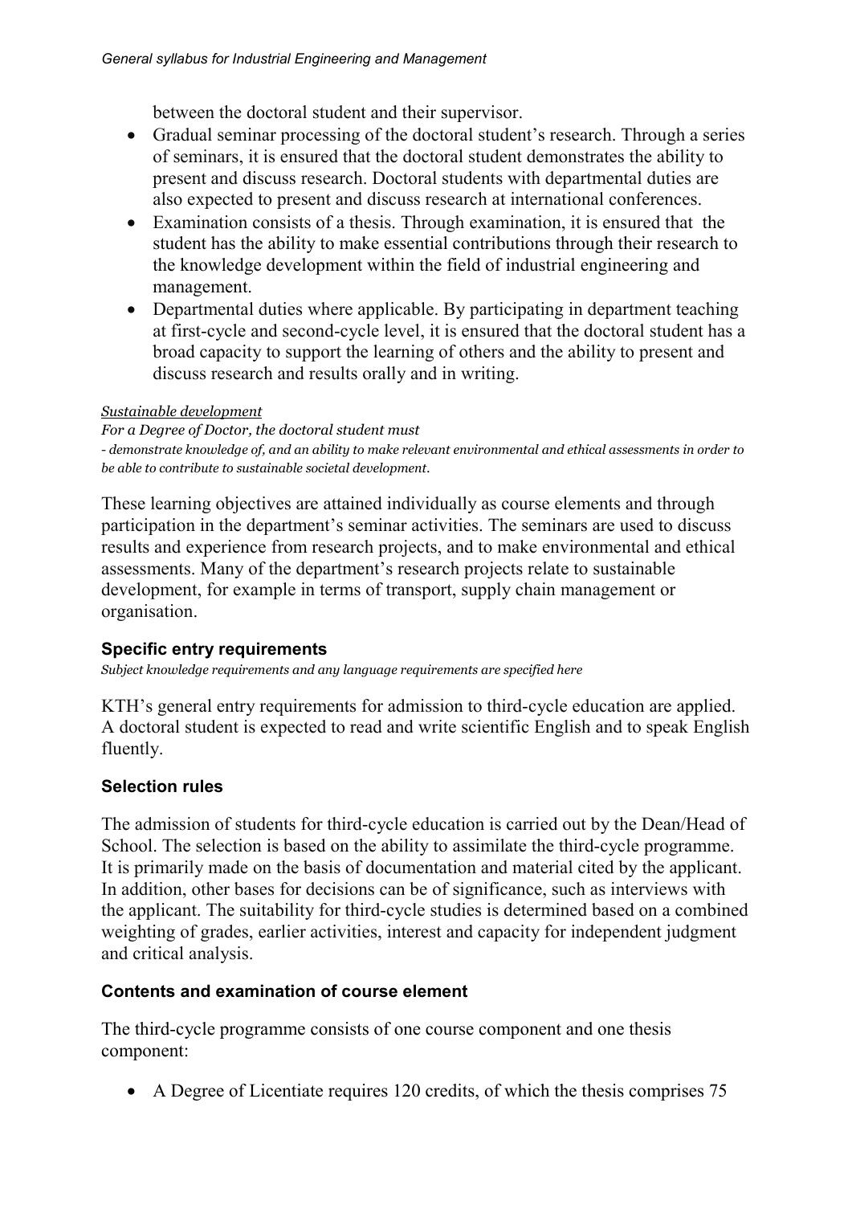between the doctoral student and their supervisor.

- Gradual seminar processing of the doctoral student's research. Through a series of seminars, it is ensured that the doctoral student demonstrates the ability to present and discuss research. Doctoral students with departmental duties are also expected to present and discuss research at international conferences.
- Examination consists of a thesis. Through examination, it is ensured that the student has the ability to make essential contributions through their research to the knowledge development within the field of industrial engineering and management.
- Departmental duties where applicable. By participating in department teaching at first-cycle and second-cycle level, it is ensured that the doctoral student has a broad capacity to support the learning of others and the ability to present and discuss research and results orally and in writing.

*Sustainable development*

*For a Degree of Doctor, the doctoral student must*
*- demonstrate knowledge of, and an ability to make relevant environmental and ethical assessments in order to be able to contribute to sustainable societal development.*

These learning objectives are attained individually as course elements and through participation in the department's seminar activities. The seminars are used to discuss results and experience from research projects, and to make environmental and ethical assessments. Many of the department's research projects relate to sustainable development, for example in terms of transport, supply chain management or organisation.

### Specific entry requirements

*Subject knowledge requirements and any language requirements are specified here*

KTH's general entry requirements for admission to third-cycle education are applied. A doctoral student is expected to read and write scientific English and to speak English fluently.

### Selection rules

The admission of students for third-cycle education is carried out by the Dean/Head of School. The selection is based on the ability to assimilate the third-cycle programme. It is primarily made on the basis of documentation and material cited by the applicant. In addition, other bases for decisions can be of significance, such as interviews with the applicant. The suitability for third-cycle studies is determined based on a combined weighting of grades, earlier activities, interest and capacity for independent judgment and critical analysis.

### Contents and examination of course element

The third-cycle programme consists of one course component and one thesis component:

- A Degree of Licentiate requires 120 credits, of which the thesis comprises 75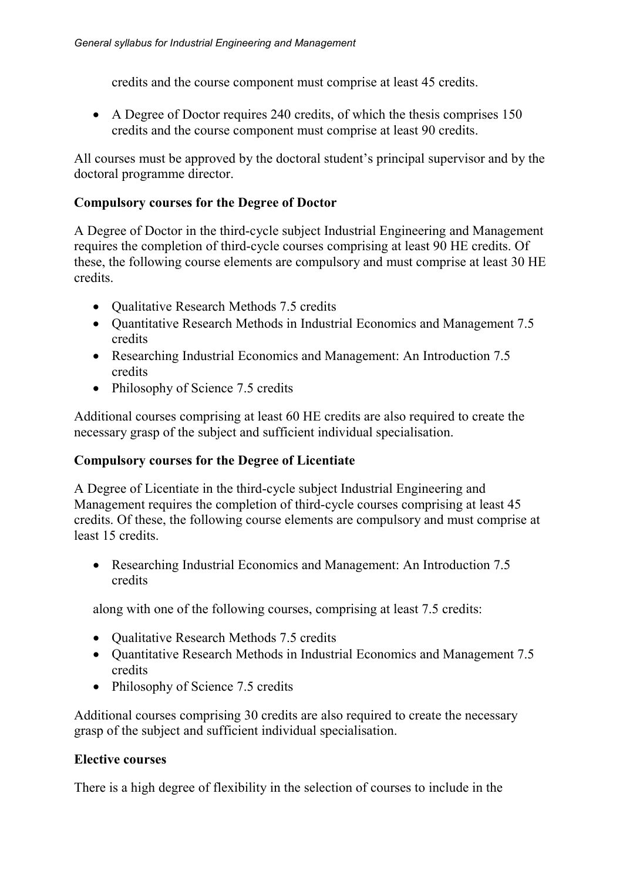credits and the course component must comprise at least 45 credits.

- A Degree of Doctor requires 240 credits, of which the thesis comprises 150 credits and the course component must comprise at least 90 credits.

All courses must be approved by the doctoral student's principal supervisor and by the doctoral programme director.

**Compulsory courses for the Degree of Doctor**

A Degree of Doctor in the third-cycle subject Industrial Engineering and Management requires the completion of third-cycle courses comprising at least 90 HE credits. Of these, the following course elements are compulsory and must comprise at least 30 HE credits.

- Qualitative Research Methods 7.5 credits
- Quantitative Research Methods in Industrial Economics and Management 7.5 credits
- Researching Industrial Economics and Management: An Introduction 7.5 credits
- Philosophy of Science 7.5 credits

Additional courses comprising at least 60 HE credits are also required to create the necessary grasp of the subject and sufficient individual specialisation.

**Compulsory courses for the Degree of Licentiate**

A Degree of Licentiate in the third-cycle subject Industrial Engineering and Management requires the completion of third-cycle courses comprising at least 45 credits. Of these, the following course elements are compulsory and must comprise at least 15 credits.

- Researching Industrial Economics and Management: An Introduction 7.5 credits

along with one of the following courses, comprising at least 7.5 credits:

- Qualitative Research Methods 7.5 credits
- Quantitative Research Methods in Industrial Economics and Management 7.5 credits
- Philosophy of Science 7.5 credits

Additional courses comprising 30 credits are also required to create the necessary grasp of the subject and sufficient individual specialisation.

**Elective courses**

There is a high degree of flexibility in the selection of courses to include in the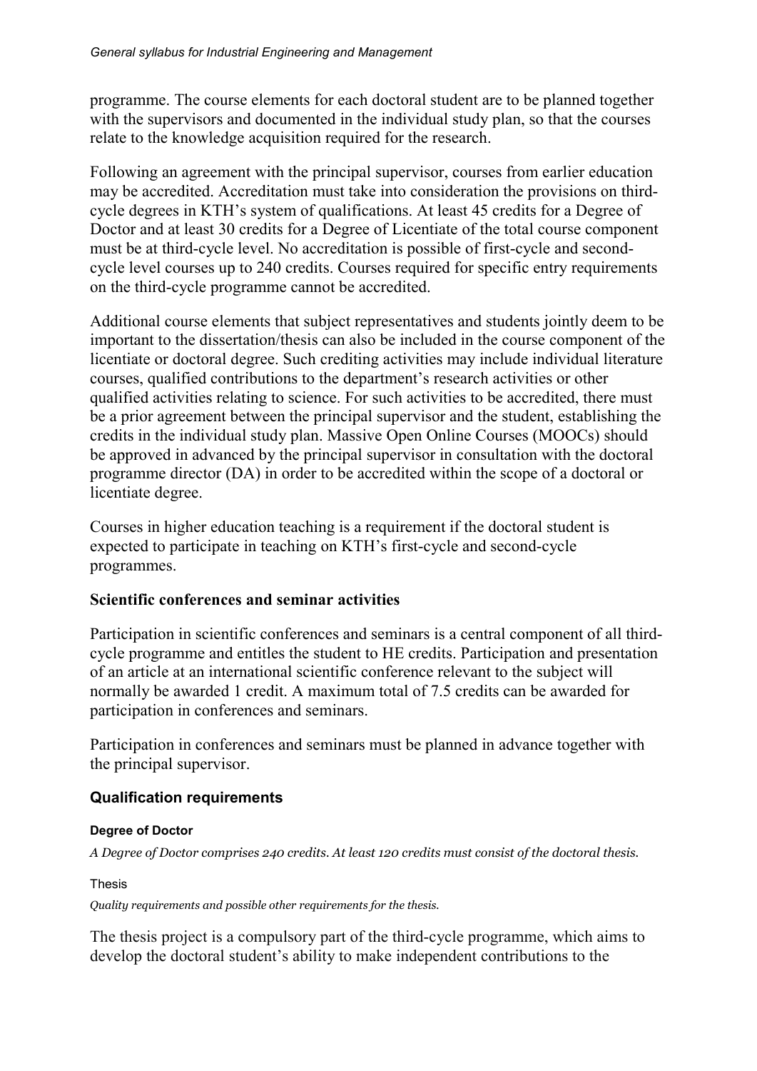programme. The course elements for each doctoral student are to be planned together with the supervisors and documented in the individual study plan, so that the courses relate to the knowledge acquisition required for the research.

Following an agreement with the principal supervisor, courses from earlier education may be accredited. Accreditation must take into consideration the provisions on third-cycle degrees in KTH's system of qualifications. At least 45 credits for a Degree of Doctor and at least 30 credits for a Degree of Licentiate of the total course component must be at third-cycle level. No accreditation is possible of first-cycle and second-cycle level courses up to 240 credits. Courses required for specific entry requirements on the third-cycle programme cannot be accredited.

Additional course elements that subject representatives and students jointly deem to be important to the dissertation/thesis can also be included in the course component of the licentiate or doctoral degree. Such crediting activities may include individual literature courses, qualified contributions to the department's research activities or other qualified activities relating to science. For such activities to be accredited, there must be a prior agreement between the principal supervisor and the student, establishing the credits in the individual study plan. Massive Open Online Courses (MOOCs) should be approved in advanced by the principal supervisor in consultation with the doctoral programme director (DA) in order to be accredited within the scope of a doctoral or licentiate degree.

Courses in higher education teaching is a requirement if the doctoral student is expected to participate in teaching on KTH's first-cycle and second-cycle programmes.

### Scientific conferences and seminar activities

Participation in scientific conferences and seminars is a central component of all third-cycle programme and entitles the student to HE credits. Participation and presentation of an article at an international scientific conference relevant to the subject will normally be awarded 1 credit. A maximum total of 7.5 credits can be awarded for participation in conferences and seminars.

Participation in conferences and seminars must be planned in advance together with the principal supervisor.

## Qualification requirements

#### Degree of Doctor

*A Degree of Doctor comprises 240 credits. At least 120 credits must consist of the doctoral thesis.*

Thesis

*Quality requirements and possible other requirements for the thesis.*

The thesis project is a compulsory part of the third-cycle programme, which aims to develop the doctoral student's ability to make independent contributions to the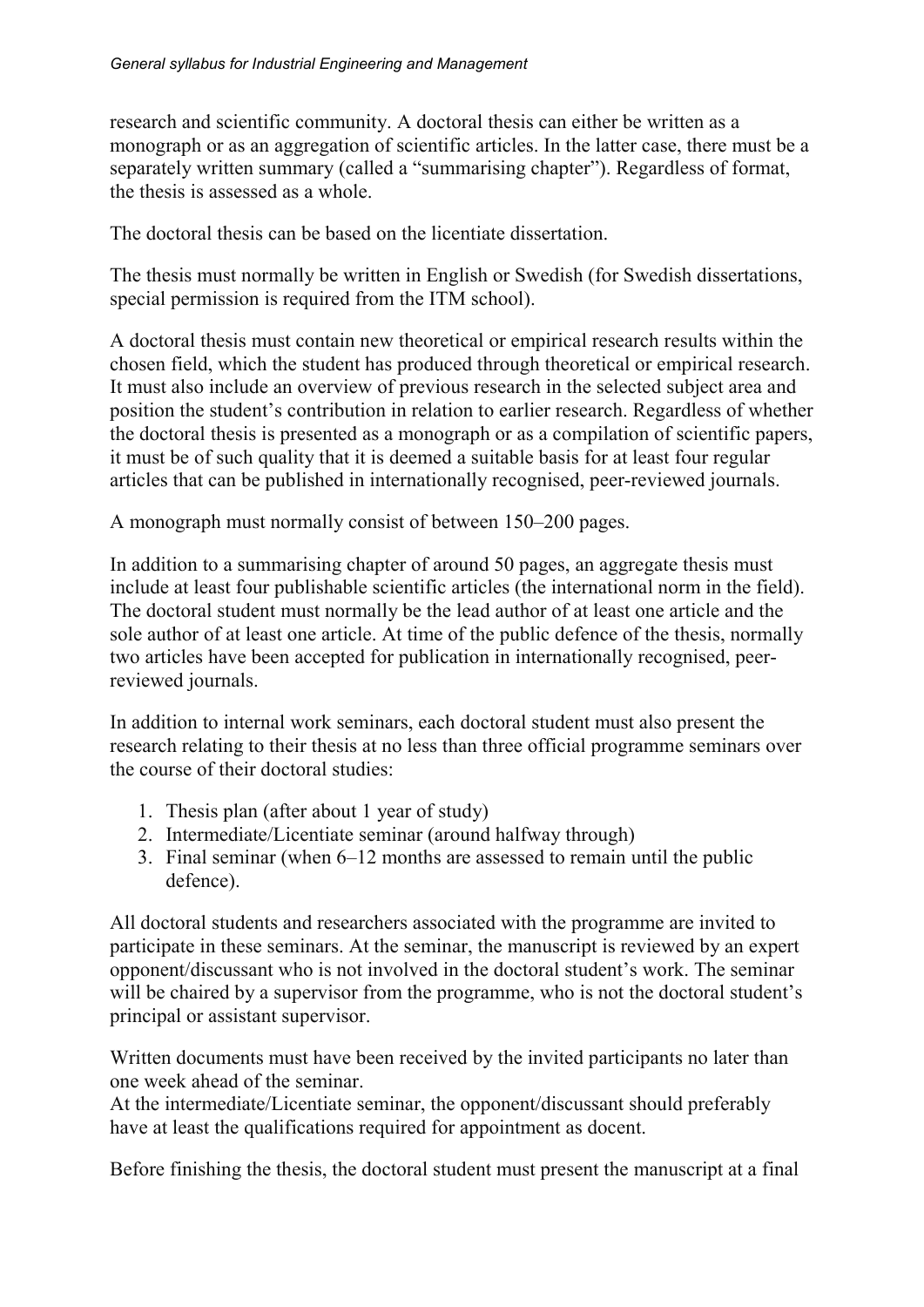research and scientific community. A doctoral thesis can either be written as a monograph or as an aggregation of scientific articles. In the latter case, there must be a separately written summary (called a "summarising chapter"). Regardless of format, the thesis is assessed as a whole.

The doctoral thesis can be based on the licentiate dissertation.

The thesis must normally be written in English or Swedish (for Swedish dissertations, special permission is required from the ITM school).

A doctoral thesis must contain new theoretical or empirical research results within the chosen field, which the student has produced through theoretical or empirical research. It must also include an overview of previous research in the selected subject area and position the student's contribution in relation to earlier research. Regardless of whether the doctoral thesis is presented as a monograph or as a compilation of scientific papers, it must be of such quality that it is deemed a suitable basis for at least four regular articles that can be published in internationally recognised, peer-reviewed journals.

A monograph must normally consist of between 150–200 pages.

In addition to a summarising chapter of around 50 pages, an aggregate thesis must include at least four publishable scientific articles (the international norm in the field). The doctoral student must normally be the lead author of at least one article and the sole author of at least one article. At time of the public defence of the thesis, normally two articles have been accepted for publication in internationally recognised, peer-reviewed journals.

In addition to internal work seminars, each doctoral student must also present the research relating to their thesis at no less than three official programme seminars over the course of their doctoral studies:

1. Thesis plan (after about 1 year of study)
2. Intermediate/Licentiate seminar (around halfway through)
3. Final seminar (when 6–12 months are assessed to remain until the public defence).

All doctoral students and researchers associated with the programme are invited to participate in these seminars. At the seminar, the manuscript is reviewed by an expert opponent/discussant who is not involved in the doctoral student's work. The seminar will be chaired by a supervisor from the programme, who is not the doctoral student's principal or assistant supervisor.

Written documents must have been received by the invited participants no later than one week ahead of the seminar.
At the intermediate/Licentiate seminar, the opponent/discussant should preferably have at least the qualifications required for appointment as docent.

Before finishing the thesis, the doctoral student must present the manuscript at a final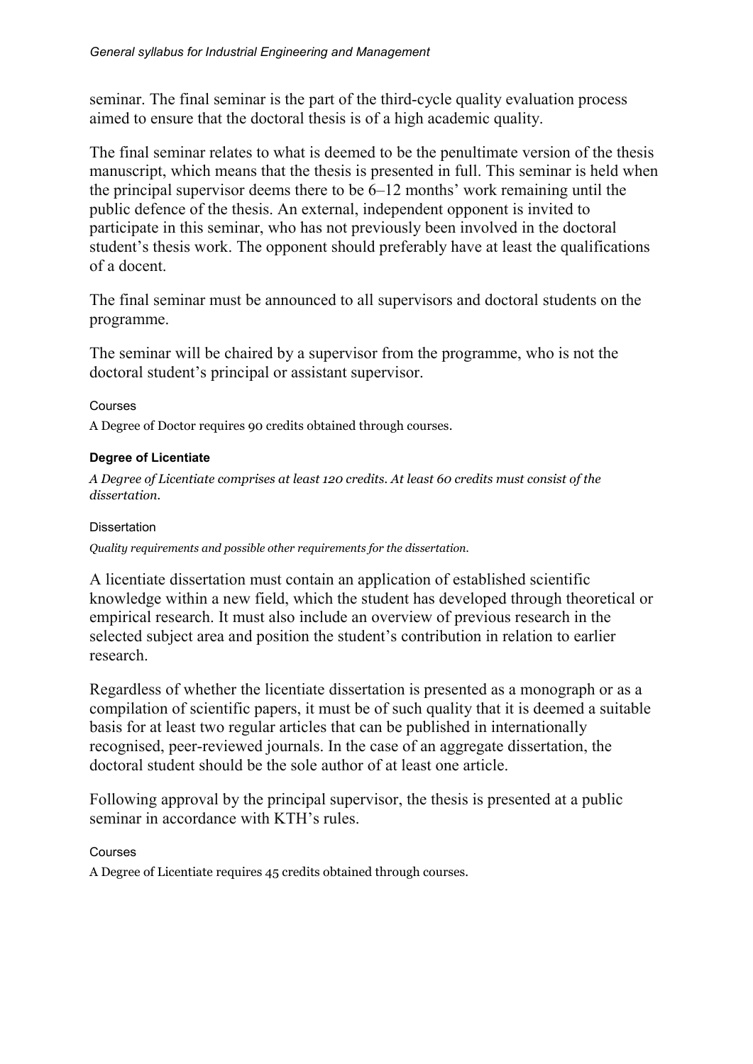seminar. The final seminar is the part of the third-cycle quality evaluation process aimed to ensure that the doctoral thesis is of a high academic quality.

The final seminar relates to what is deemed to be the penultimate version of the thesis manuscript, which means that the thesis is presented in full. This seminar is held when the principal supervisor deems there to be 6–12 months' work remaining until the public defence of the thesis. An external, independent opponent is invited to participate in this seminar, who has not previously been involved in the doctoral student's thesis work. The opponent should preferably have at least the qualifications of a docent.

The final seminar must be announced to all supervisors and doctoral students on the programme.

The seminar will be chaired by a supervisor from the programme, who is not the doctoral student's principal or assistant supervisor.

#### Courses

A Degree of Doctor requires 90 credits obtained through courses.

### Degree of Licentiate

*A Degree of Licentiate comprises at least 120 credits. At least 60 credits must consist of the dissertation.*

#### Dissertation

*Quality requirements and possible other requirements for the dissertation.*

A licentiate dissertation must contain an application of established scientific knowledge within a new field, which the student has developed through theoretical or empirical research. It must also include an overview of previous research in the selected subject area and position the student's contribution in relation to earlier research.

Regardless of whether the licentiate dissertation is presented as a monograph or as a compilation of scientific papers, it must be of such quality that it is deemed a suitable basis for at least two regular articles that can be published in internationally recognised, peer-reviewed journals. In the case of an aggregate dissertation, the doctoral student should be the sole author of at least one article.

Following approval by the principal supervisor, the thesis is presented at a public seminar in accordance with KTH's rules.

#### Courses

A Degree of Licentiate requires 45 credits obtained through courses.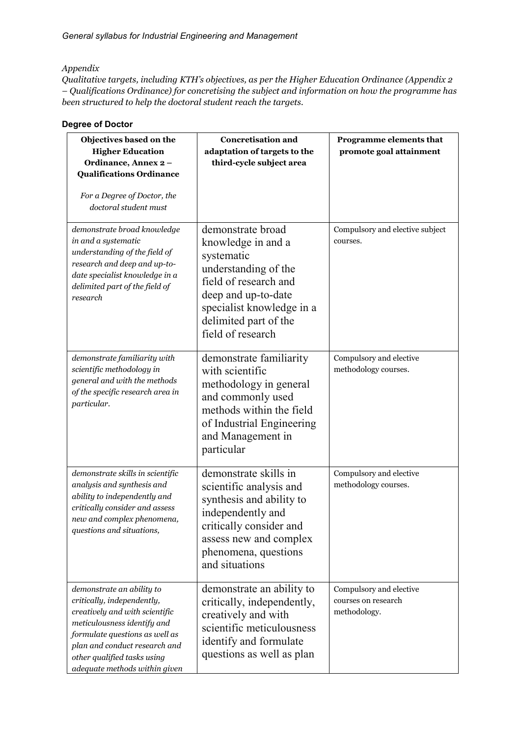*Appendix*
*Qualitative targets, including KTH's objectives, as per the Higher Education Ordinance (Appendix 2 – Qualifications Ordinance) for concretising the subject and information on how the programme has been structured to help the doctoral student reach the targets.*

**Degree of Doctor**

| **Objectives based on the Higher Education Ordinance, Annex 2 – Qualifications Ordinance**<br><br>*For a Degree of Doctor, the doctoral student must* | **Concretisation and adaptation of targets to the third-cycle subject area** | **Programme elements that promote goal attainment** |
|---|---|---|
| *demonstrate broad knowledge in and a systematic understanding of the field of research and deep and up-to-date specialist knowledge in a delimited part of the field of research* | demonstrate broad knowledge in and a systematic understanding of the field of research and deep and up-to-date specialist knowledge in a delimited part of the field of research | Compulsory and elective subject courses. |
| *demonstrate familiarity with scientific methodology in general and with the methods of the specific research area in particular.* | demonstrate familiarity with scientific methodology in general and commonly used methods within the field of Industrial Engineering and Management in particular | Compulsory and elective methodology courses. |
| *demonstrate skills in scientific analysis and synthesis and ability to independently and critically consider and assess new and complex phenomena, questions and situations,* | demonstrate skills in scientific analysis and synthesis and ability to independently and critically consider and assess new and complex phenomena, questions and situations | Compulsory and elective methodology courses. |
| *demonstrate an ability to critically, independently, creatively and with scientific meticulousness identify and formulate questions as well as plan and conduct research and other qualified tasks using adequate methods within given* | demonstrate an ability to critically, independently, creatively and with scientific meticulousness identify and formulate questions as well as plan | Compulsory and elective courses on research methodology. |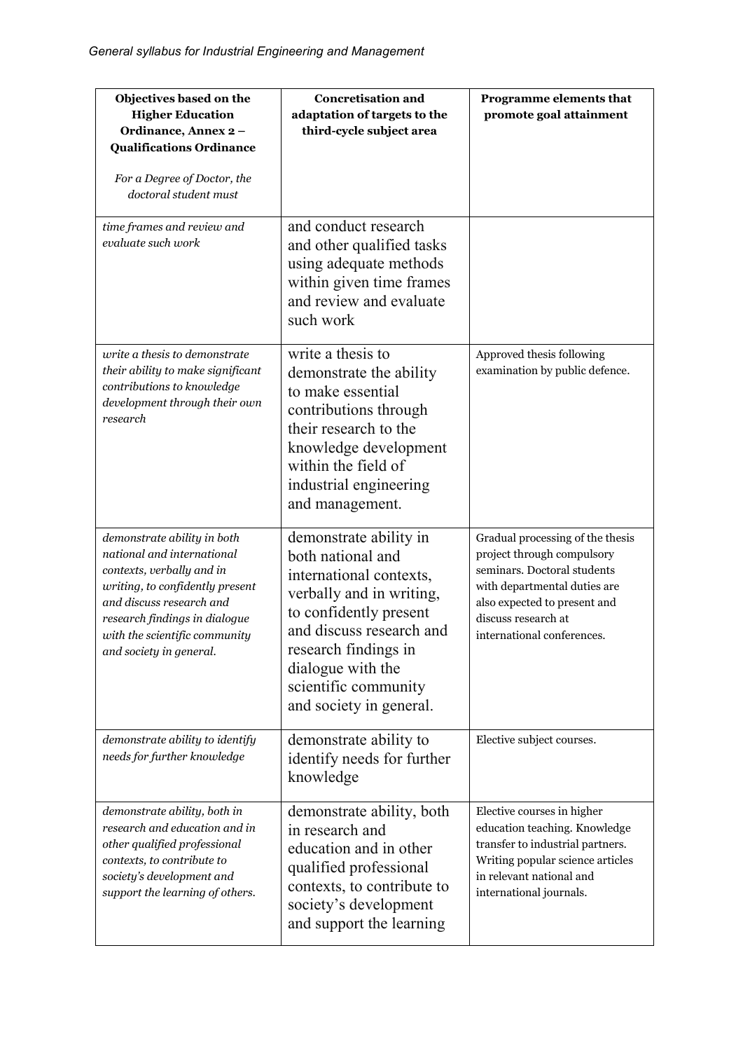| **Objectives based on the Higher Education Ordinance, Annex 2 – Qualifications Ordinance** *For a Degree of Doctor, the doctoral student must* | **Concretisation and adaptation of targets to the third-cycle subject area** | **Programme elements that promote goal attainment** |
| --- | --- | --- |
| *time frames and review and evaluate such work* | and conduct research and other qualified tasks using adequate methods within given time frames and review and evaluate such work | |
| *write a thesis to demonstrate their ability to make significant contributions to knowledge development through their own research* | write a thesis to demonstrate the ability to make essential contributions through their research to the knowledge development within the field of industrial engineering and management. | Approved thesis following examination by public defence. |
| *demonstrate ability in both national and international contexts, verbally and in writing, to confidently present and discuss research and research findings in dialogue with the scientific community and society in general.* | demonstrate ability in both national and international contexts, verbally and in writing, to confidently present and discuss research and research findings in dialogue with the scientific community and society in general. | Gradual processing of the thesis project through compulsory seminars. Doctoral students with departmental duties are also expected to present and discuss research at international conferences. |
| *demonstrate ability to identify needs for further knowledge* | demonstrate ability to identify needs for further knowledge | Elective subject courses. |
| *demonstrate ability, both in research and education and in other qualified professional contexts, to contribute to society's development and support the learning of others.* | demonstrate ability, both in research and education and in other qualified professional contexts, to contribute to society's development and support the learning | Elective courses in higher education teaching. Knowledge transfer to industrial partners. Writing popular science articles in relevant national and international journals. |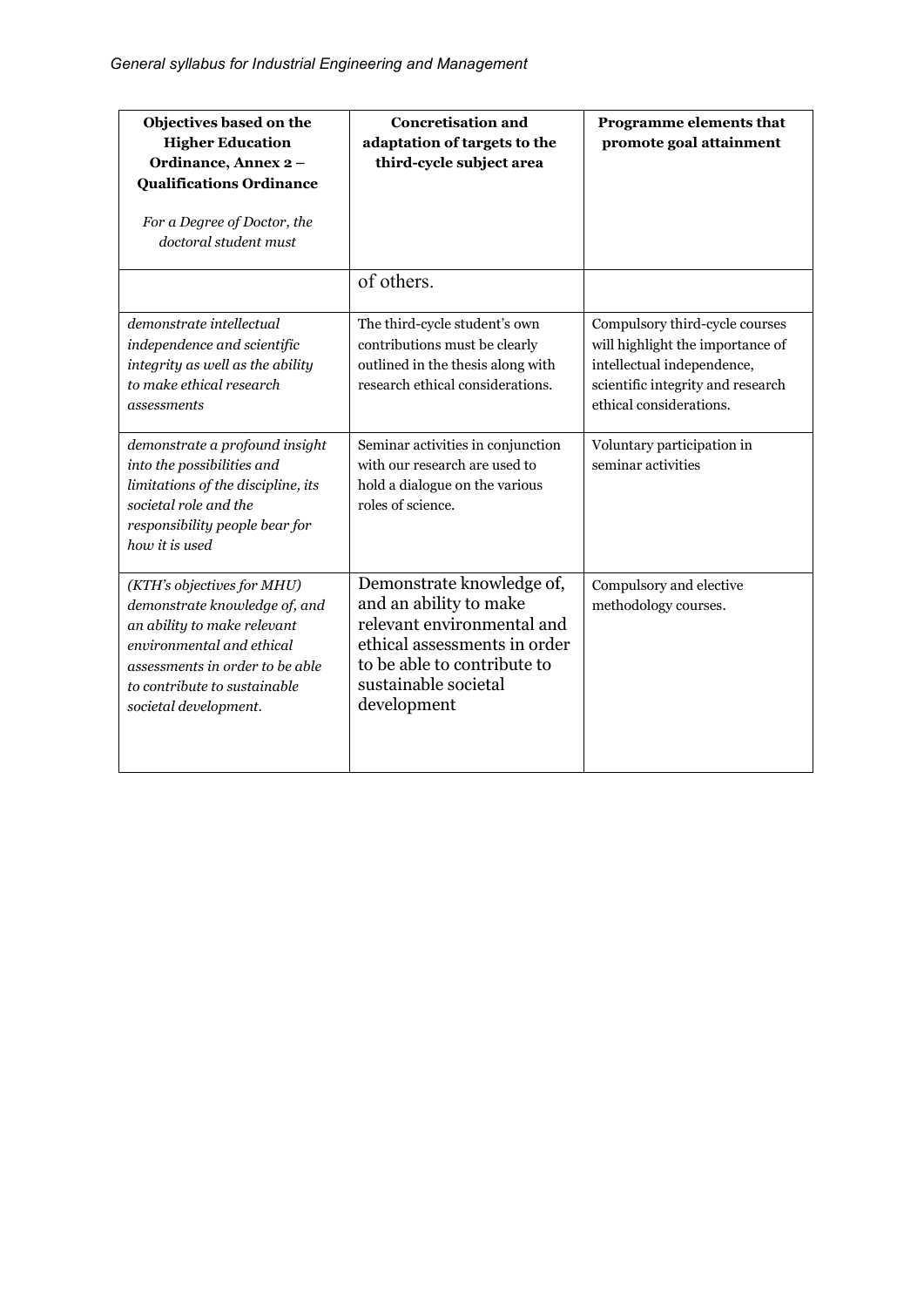| **Objectives based on the Higher Education Ordinance, Annex 2 – Qualifications Ordinance**<br><br>*For a Degree of Doctor, the doctoral student must* | **Concretisation and adaptation of targets to the third-cycle subject area** | **Programme elements that promote goal attainment** |
|---|---|---|
| | of others. | |
| *demonstrate intellectual independence and scientific integrity as well as the ability to make ethical research assessments* | The third-cycle student's own contributions must be clearly outlined in the thesis along with research ethical considerations. | Compulsory third-cycle courses will highlight the importance of intellectual independence, scientific integrity and research ethical considerations. |
| *demonstrate a profound insight into the possibilities and limitations of the discipline, its societal role and the responsibility people bear for how it is used* | Seminar activities in conjunction with our research are used to hold a dialogue on the various roles of science. | Voluntary participation in seminar activities |
| *(KTH's objectives for MHU) demonstrate knowledge of, and an ability to make relevant environmental and ethical assessments in order to be able to contribute to sustainable societal development.* | Demonstrate knowledge of, and an ability to make relevant environmental and ethical assessments in order to be able to contribute to sustainable societal development | Compulsory and elective methodology courses. |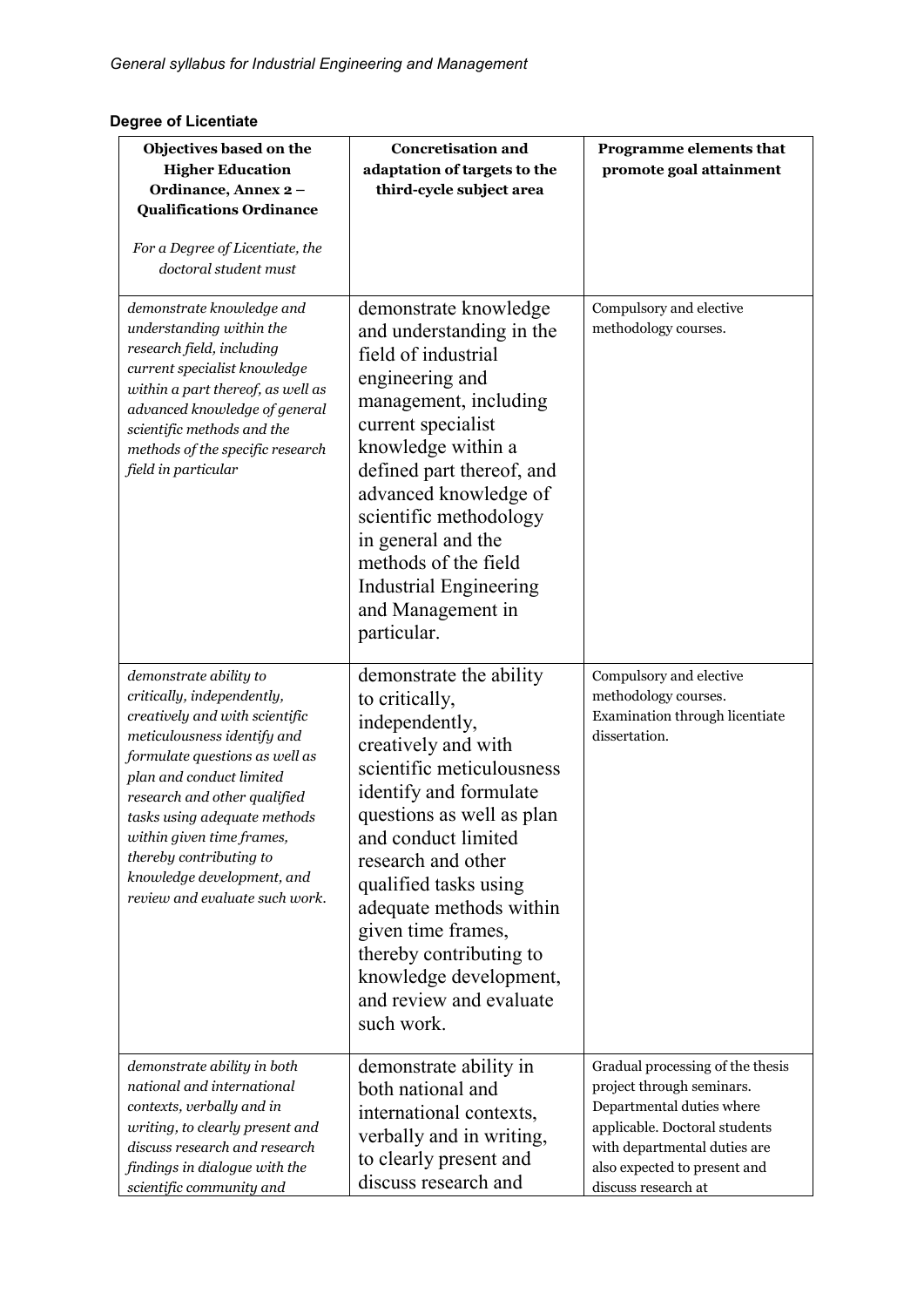### Degree of Licentiate

| **Objectives based on the Higher Education Ordinance, Annex 2 – Qualifications Ordinance**<br><br>*For a Degree of Licentiate, the doctoral student must* | **Concretisation and adaptation of targets to the third-cycle subject area** | **Programme elements that promote goal attainment** |
|---|---|---|
| *demonstrate knowledge and understanding within the research field, including current specialist knowledge within a part thereof, as well as advanced knowledge of general scientific methods and the methods of the specific research field in particular* | demonstrate knowledge and understanding in the field of industrial engineering and management, including current specialist knowledge within a defined part thereof, and advanced knowledge of scientific methodology in general and the methods of the field Industrial Engineering and Management in particular. | Compulsory and elective methodology courses. |
| *demonstrate ability to critically, independently, creatively and with scientific meticulousness identify and formulate questions as well as plan and conduct limited research and other qualified tasks using adequate methods within given time frames, thereby contributing to knowledge development, and review and evaluate such work.* | demonstrate the ability to critically, independently, creatively and with scientific meticulousness identify and formulate questions as well as plan and conduct limited research and other qualified tasks using adequate methods within given time frames, thereby contributing to knowledge development, and review and evaluate such work. | Compulsory and elective methodology courses. Examination through licentiate dissertation. |
| *demonstrate ability in both national and international contexts, verbally and in writing, to clearly present and discuss research and research findings in dialogue with the scientific community and* | demonstrate ability in both national and international contexts, verbally and in writing, to clearly present and discuss research and | Gradual processing of the thesis project through seminars. Departmental duties where applicable. Doctoral students with departmental duties are also expected to present and discuss research at |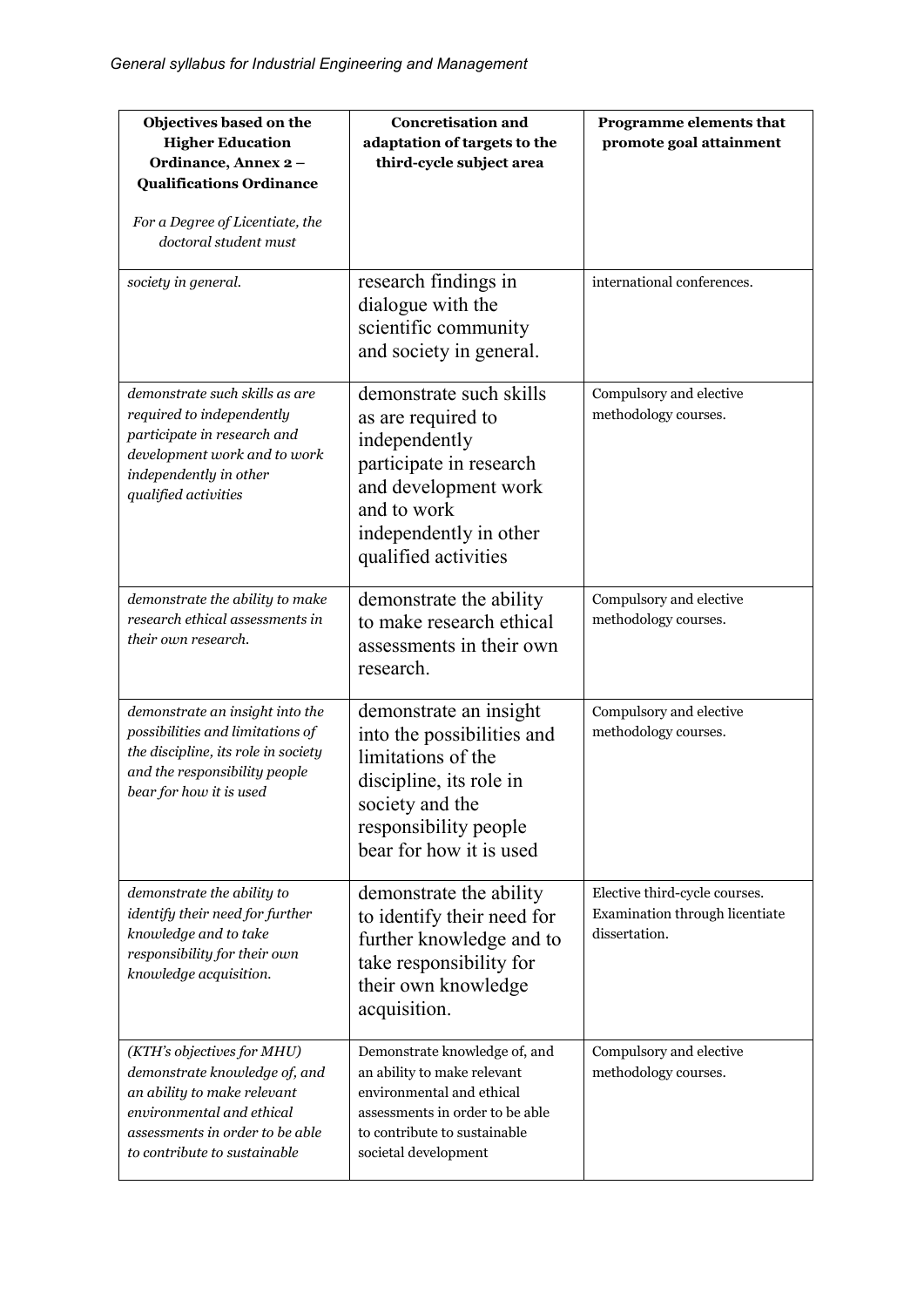| **Objectives based on the Higher Education Ordinance, Annex 2 – Qualifications Ordinance**<br><br>*For a Degree of Licentiate, the doctoral student must* | **Concretisation and adaptation of targets to the third-cycle subject area** | **Programme elements that promote goal attainment** |
|---|---|---|
| *society in general.* | research findings in dialogue with the scientific community and society in general. | international conferences. |
| *demonstrate such skills as are required to independently participate in research and development work and to work independently in other qualified activities* | demonstrate such skills as are required to independently participate in research and development work and to work independently in other qualified activities | Compulsory and elective methodology courses. |
| *demonstrate the ability to make research ethical assessments in their own research.* | demonstrate the ability to make research ethical assessments in their own research. | Compulsory and elective methodology courses. |
| *demonstrate an insight into the possibilities and limitations of the discipline, its role in society and the responsibility people bear for how it is used* | demonstrate an insight into the possibilities and limitations of the discipline, its role in society and the responsibility people bear for how it is used | Compulsory and elective methodology courses. |
| *demonstrate the ability to identify their need for further knowledge and to take responsibility for their own knowledge acquisition.* | demonstrate the ability to identify their need for further knowledge and to take responsibility for their own knowledge acquisition. | Elective third-cycle courses. Examination through licentiate dissertation. |
| *(KTH's objectives for MHU) demonstrate knowledge of, and an ability to make relevant environmental and ethical assessments in order to be able to contribute to sustainable* | Demonstrate knowledge of, and an ability to make relevant environmental and ethical assessments in order to be able to contribute to sustainable societal development | Compulsory and elective methodology courses. |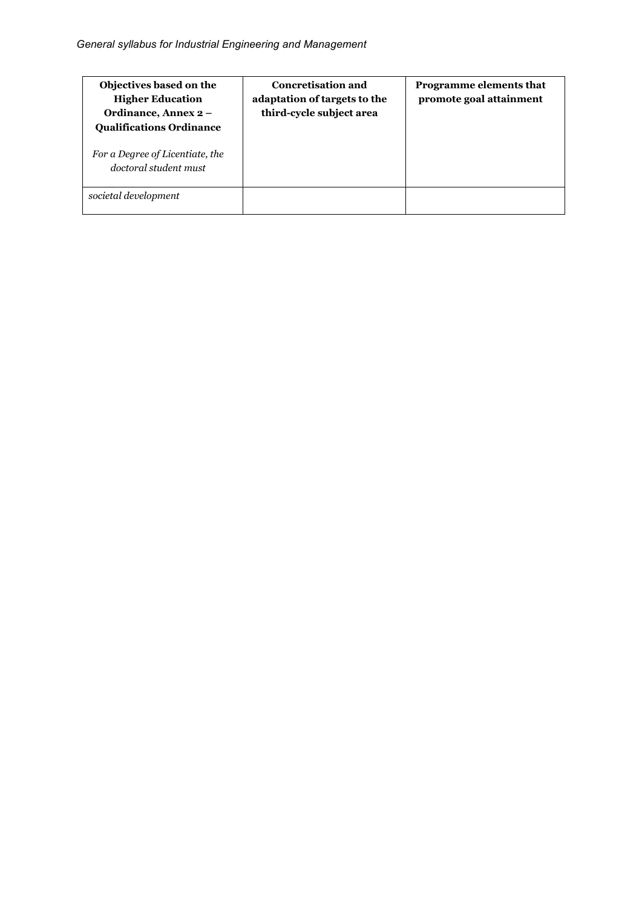| **Objectives based on the Higher Education Ordinance, Annex 2 – Qualifications Ordinance**<br><br>*For a Degree of Licentiate, the doctoral student must* | **Concretisation and adaptation of targets to the third-cycle subject area** | **Programme elements that promote goal attainment** |
|---|---|---|
| *societal development* | | |